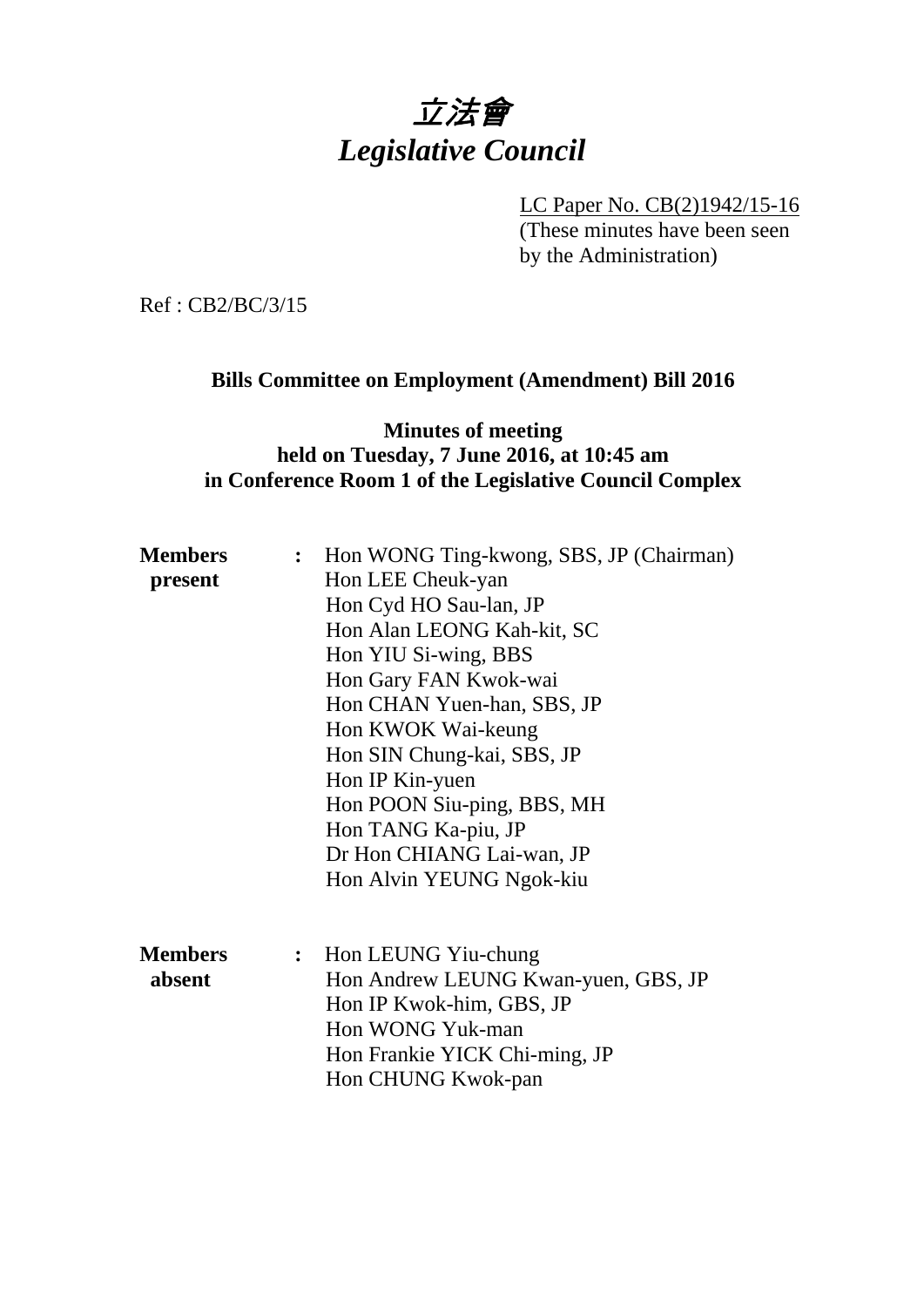# *立法會*
# *Legislative Council*

LC Paper No. CB(2)1942/15-16
(These minutes have been seen by the Administration)

Ref : CB2/BC/3/15

## Bills Committee on Employment (Amendment) Bill 2016

### Minutes of meeting held on Tuesday, 7 June 2016, at 10:45 am in Conference Room 1 of the Legislative Council Complex

**Members present** :
Hon WONG Ting-kwong, SBS, JP (Chairman)
Hon LEE Cheuk-yan
Hon Cyd HO Sau-lan, JP
Hon Alan LEONG Kah-kit, SC
Hon YIU Si-wing, BBS
Hon Gary FAN Kwok-wai
Hon CHAN Yuen-han, SBS, JP
Hon KWOK Wai-keung
Hon SIN Chung-kai, SBS, JP
Hon IP Kin-yuen
Hon POON Siu-ping, BBS, MH
Hon TANG Ka-piu, JP
Dr Hon CHIANG Lai-wan, JP
Hon Alvin YEUNG Ngok-kiu

**Members absent** :
Hon LEUNG Yiu-chung
Hon Andrew LEUNG Kwan-yuen, GBS, JP
Hon IP Kwok-him, GBS, JP
Hon WONG Yuk-man
Hon Frankie YICK Chi-ming, JP
Hon CHUNG Kwok-pan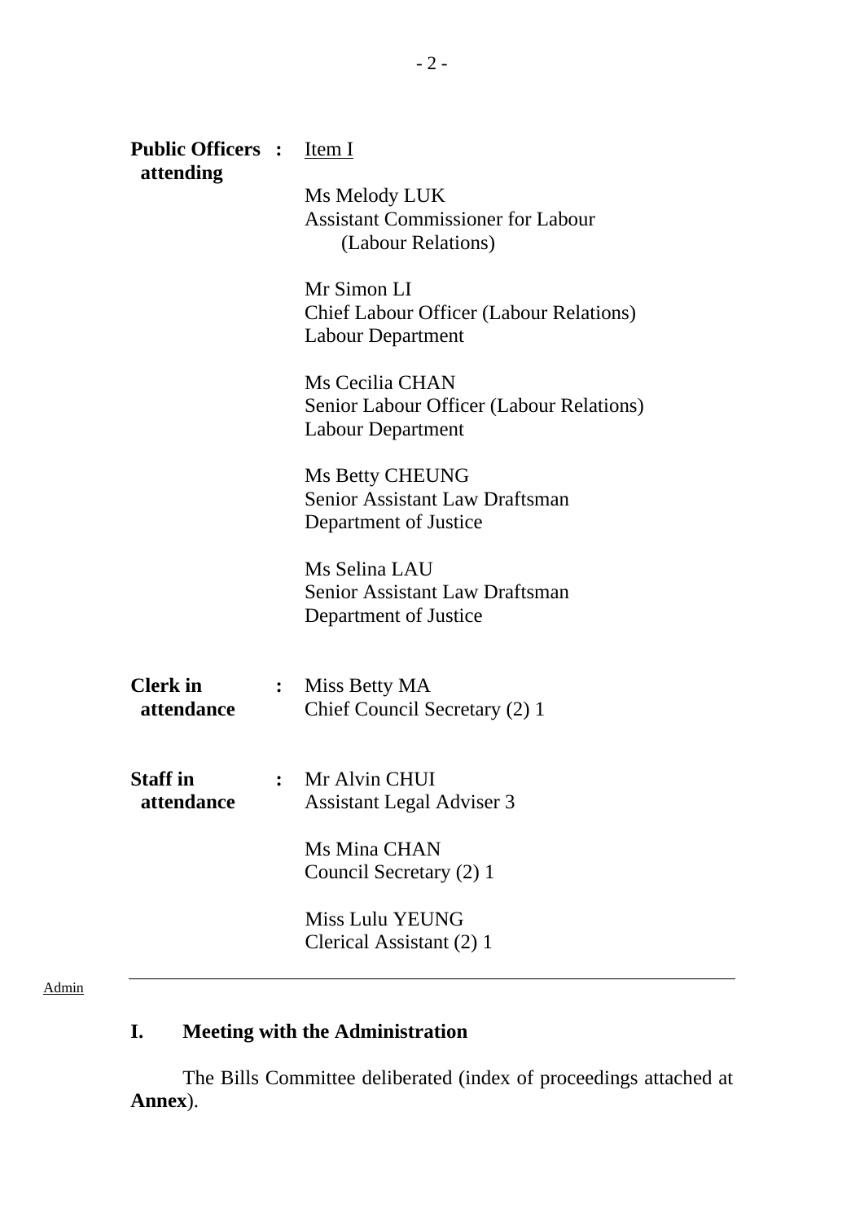**Public Officers attending** : <u>Item I</u>

Ms Melody LUK
Assistant Commissioner for Labour
(Labour Relations)

Mr Simon LI
Chief Labour Officer (Labour Relations)
Labour Department

Ms Cecilia CHAN
Senior Labour Officer (Labour Relations)
Labour Department

Ms Betty CHEUNG
Senior Assistant Law Draftsman
Department of Justice

Ms Selina LAU
Senior Assistant Law Draftsman
Department of Justice

**Clerk in attendance** : Miss Betty MA
Chief Council Secretary (2) 1

**Staff in attendance** : Mr Alvin CHUI
Assistant Legal Adviser 3

Ms Mina CHAN
Council Secretary (2) 1

Miss Lulu YEUNG
Clerical Assistant (2) 1

---

Admin

## I. Meeting with the Administration

The Bills Committee deliberated (index of proceedings attached at **Annex**).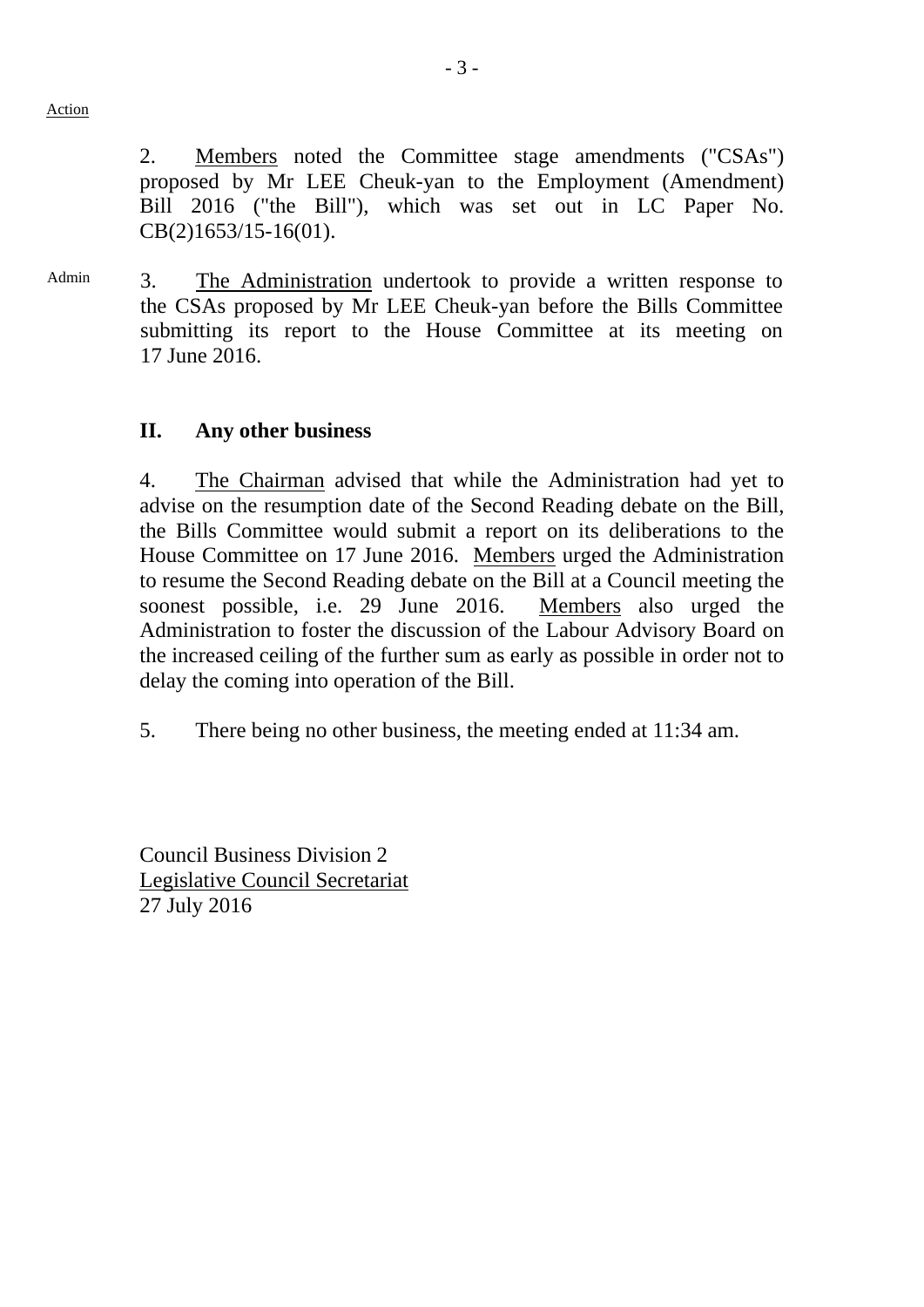Action

2. Members noted the Committee stage amendments ("CSAs") proposed by Mr LEE Cheuk-yan to the Employment (Amendment) Bill 2016 ("the Bill"), which was set out in LC Paper No. CB(2)1653/15-16(01).

Admin

3. The Administration undertook to provide a written response to the CSAs proposed by Mr LEE Cheuk-yan before the Bills Committee submitting its report to the House Committee at its meeting on 17 June 2016.

## II. Any other business

4. The Chairman advised that while the Administration had yet to advise on the resumption date of the Second Reading debate on the Bill, the Bills Committee would submit a report on its deliberations to the House Committee on 17 June 2016. Members urged the Administration to resume the Second Reading debate on the Bill at a Council meeting the soonest possible, i.e. 29 June 2016. Members also urged the Administration to foster the discussion of the Labour Advisory Board on the increased ceiling of the further sum as early as possible in order not to delay the coming into operation of the Bill.

5. There being no other business, the meeting ended at 11:34 am.

Council Business Division 2
Legislative Council Secretariat
27 July 2016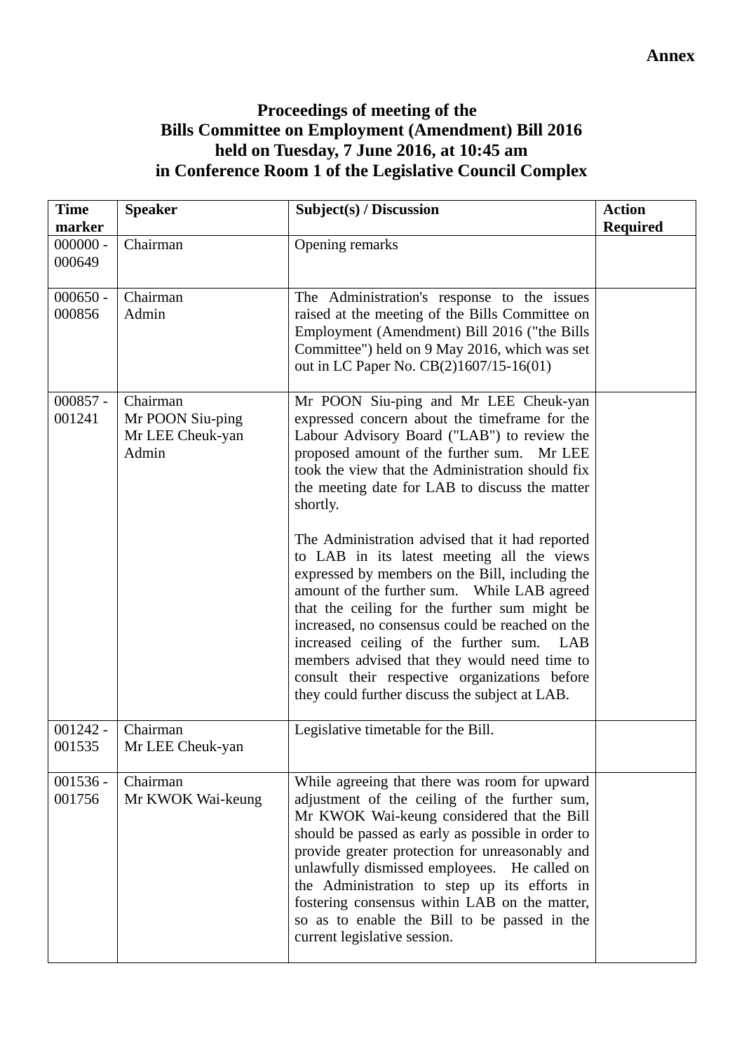**Annex**

**Proceedings of meeting of the Bills Committee on Employment (Amendment) Bill 2016 held on Tuesday, 7 June 2016, at 10:45 am in Conference Room 1 of the Legislative Council Complex**

| Time marker | Speaker | Subject(s) / Discussion | Action Required |
|---|---|---|---|
| 000000 - 000649 | Chairman | Opening remarks | |
| 000650 - 000856 | Chairman<br>Admin | The Administration's response to the issues raised at the meeting of the Bills Committee on Employment (Amendment) Bill 2016 ("the Bills Committee") held on 9 May 2016, which was set out in LC Paper No. CB(2)1607/15-16(01) | |
| 000857 - 001241 | Chairman<br>Mr POON Siu-ping<br>Mr LEE Cheuk-yan<br>Admin | Mr POON Siu-ping and Mr LEE Cheuk-yan expressed concern about the timeframe for the Labour Advisory Board ("LAB") to review the proposed amount of the further sum. Mr LEE took the view that the Administration should fix the meeting date for LAB to discuss the matter shortly.<br><br>The Administration advised that it had reported to LAB in its latest meeting all the views expressed by members on the Bill, including the amount of the further sum. While LAB agreed that the ceiling for the further sum might be increased, no consensus could be reached on the increased ceiling of the further sum. LAB members advised that they would need time to consult their respective organizations before they could further discuss the subject at LAB. | |
| 001242 - 001535 | Chairman<br>Mr LEE Cheuk-yan | Legislative timetable for the Bill. | |
| 001536 - 001756 | Chairman<br>Mr KWOK Wai-keung | While agreeing that there was room for upward adjustment of the ceiling of the further sum, Mr KWOK Wai-keung considered that the Bill should be passed as early as possible in order to provide greater protection for unreasonably and unlawfully dismissed employees. He called on the Administration to step up its efforts in fostering consensus within LAB on the matter, so as to enable the Bill to be passed in the current legislative session. | |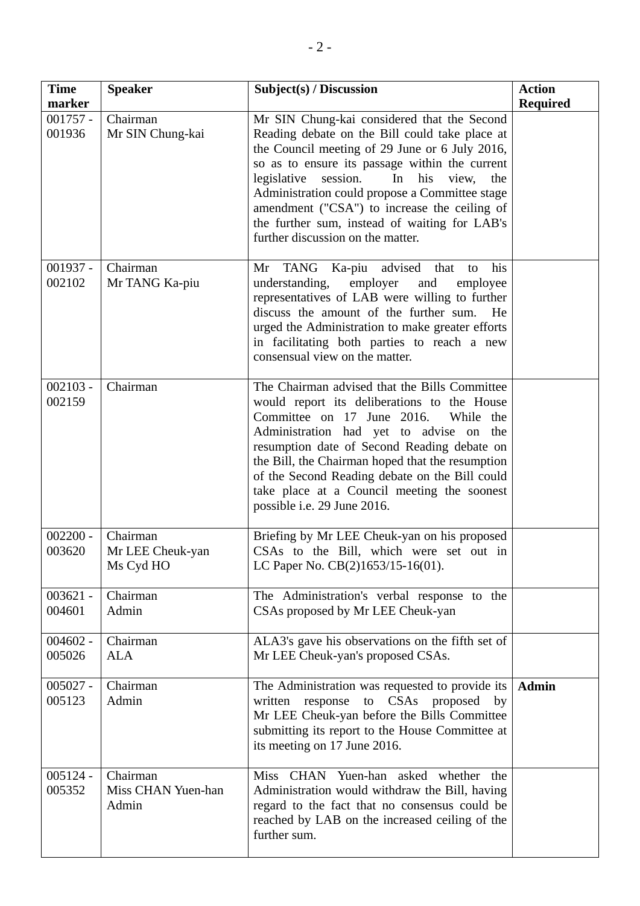| Time marker | Speaker | Subject(s) / Discussion | Action Required |
|---|---|---|---|
| 001757 - 001936 | Chairman<br>Mr SIN Chung-kai | Mr SIN Chung-kai considered that the Second Reading debate on the Bill could take place at the Council meeting of 29 June or 6 July 2016, so as to ensure its passage within the current legislative session. In his view, the Administration could propose a Committee stage amendment ("CSA") to increase the ceiling of the further sum, instead of waiting for LAB's further discussion on the matter. | |
| 001937 - 002102 | Chairman<br>Mr TANG Ka-piu | Mr TANG Ka-piu advised that to his understanding, employer and employee representatives of LAB were willing to further discuss the amount of the further sum. He urged the Administration to make greater efforts in facilitating both parties to reach a new consensual view on the matter. | |
| 002103 - 002159 | Chairman | The Chairman advised that the Bills Committee would report its deliberations to the House Committee on 17 June 2016. While the Administration had yet to advise on the resumption date of Second Reading debate on the Bill, the Chairman hoped that the resumption of the Second Reading debate on the Bill could take place at a Council meeting the soonest possible i.e. 29 June 2016. | |
| 002200 - 003620 | Chairman<br>Mr LEE Cheuk-yan<br>Ms Cyd HO | Briefing by Mr LEE Cheuk-yan on his proposed CSAs to the Bill, which were set out in LC Paper No. CB(2)1653/15-16(01). | |
| 003621 - 004601 | Chairman<br>Admin | The Administration's verbal response to the CSAs proposed by Mr LEE Cheuk-yan | |
| 004602 - 005026 | Chairman<br>ALA | ALA3's gave his observations on the fifth set of Mr LEE Cheuk-yan's proposed CSAs. | |
| 005027 - 005123 | Chairman<br>Admin | The Administration was requested to provide its written response to CSAs proposed by Mr LEE Cheuk-yan before the Bills Committee submitting its report to the House Committee at its meeting on 17 June 2016. | **Admin** |
| 005124 - 005352 | Chairman<br>Miss CHAN Yuen-han<br>Admin | Miss CHAN Yuen-han asked whether the Administration would withdraw the Bill, having regard to the fact that no consensus could be reached by LAB on the increased ceiling of the further sum. | |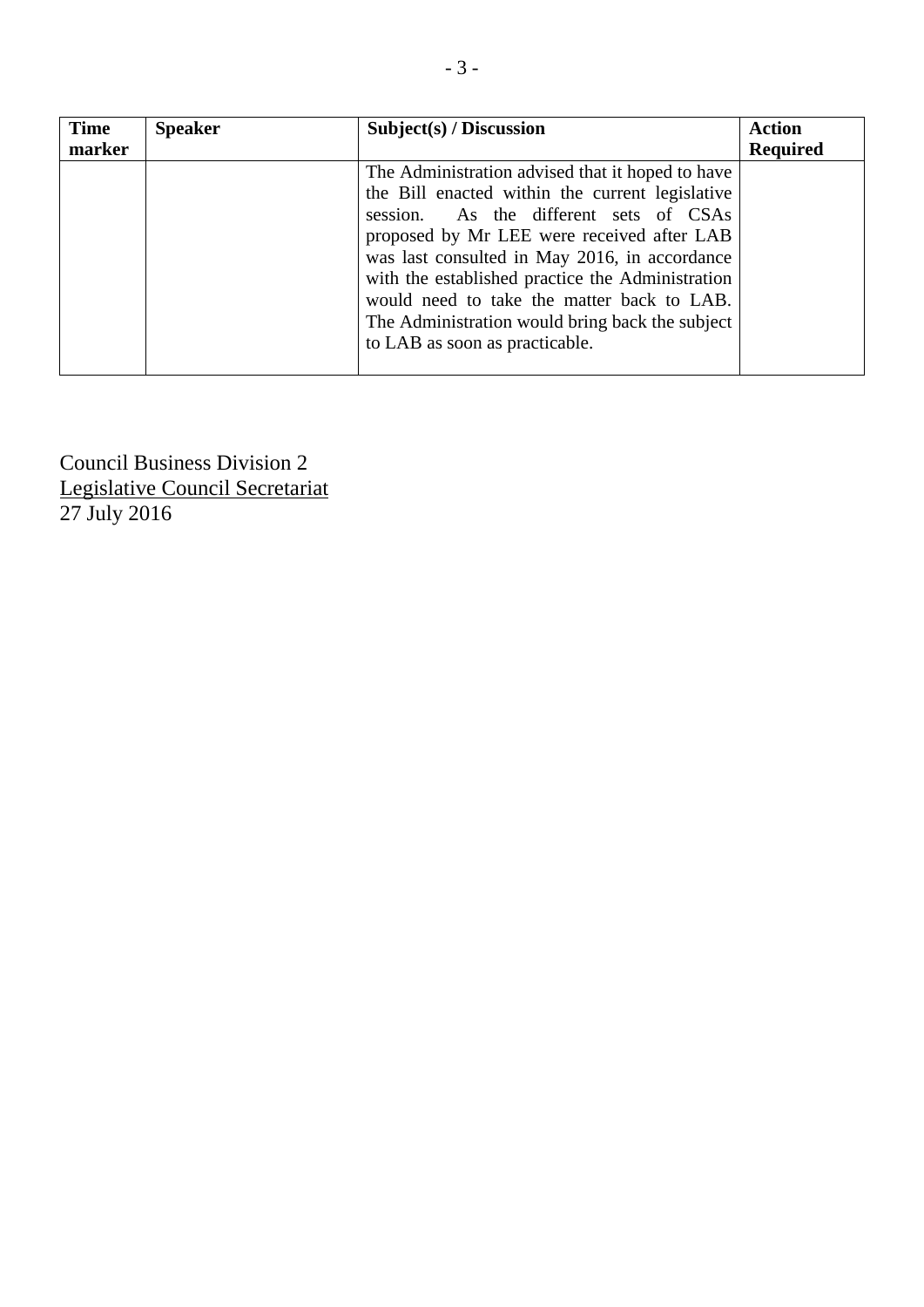| Time marker | Speaker | Subject(s) / Discussion | Action Required |
|---|---|---|---|
| | | The Administration advised that it hoped to have the Bill enacted within the current legislative session. As the different sets of CSAs proposed by Mr LEE were received after LAB was last consulted in May 2016, in accordance with the established practice the Administration would need to take the matter back to LAB. The Administration would bring back the subject to LAB as soon as practicable. | |

Council Business Division 2
Legislative Council Secretariat
27 July 2016